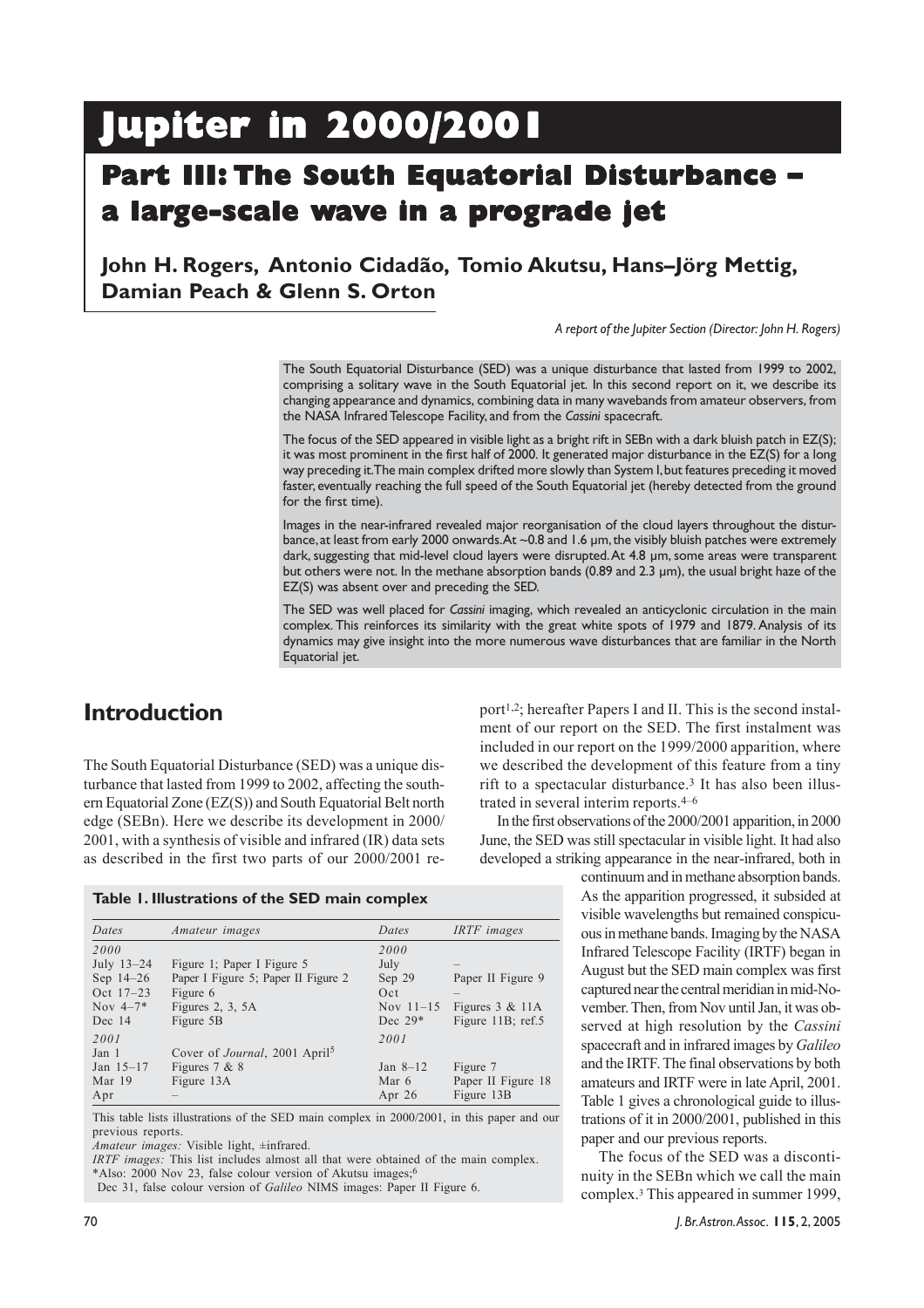# Jupiter in 2000/2001

## Part III: The South Equatorial Disturbance – a large-scale wave in a prograde jet

**John H. Rogers, Antonio Cidadão, Tomio Akutsu, Hans–Jörg Mettig, Damian Peach & Glenn S. Orton**

*A report of the Jupiter Section (Director: John H. Rogers)*

The South Equatorial Disturbance (SED) was a unique disturbance that lasted from 1999 to 2002, comprising a solitary wave in the South Equatorial jet. In this second report on it, we describe its changing appearance and dynamics, combining data in many wavebands from amateur observers, from the NASA Infrared Telescope Facility, and from the *Cassini* spacecraft.

The focus of the SED appeared in visible light as a bright rift in SEBn with a dark bluish patch in EZ(S); it was most prominent in the first half of 2000. It generated major disturbance in the EZ(S) for a long way preceding it. The main complex drifted more slowly than System I, but features preceding it moved faster, eventually reaching the full speed of the South Equatorial jet (hereby detected from the ground for the first time).

Images in the near-infrared revealed major reorganisation of the cloud layers throughout the disturbance, at least from early 2000 onwards. At ~0.8 and 1.6 µm, the visibly bluish patches were extremely dark, suggesting that mid-level cloud layers were disrupted. At 4.8 µm, some areas were transparent but others were not. In the methane absorption bands (0.89 and 2.3 µm), the usual bright haze of the EZ(S) was absent over and preceding the SED.

The SED was well placed for *Cassini* imaging, which revealed an anticyclonic circulation in the main complex. This reinforces its similarity with the great white spots of 1979 and 1879. Analysis of its dynamics may give insight into the more numerous wave disturbances that are familiar in the North Equatorial jet.

## Introduction

The South Equatorial Disturbance (SED) was a unique disturbance that lasted from 1999 to 2002, affecting the southern Equatorial Zone (EZ(S)) and South Equatorial Belt north edge (SEBn). Here we describe its development in 2000/2001, with a synthesis of visible and infrared (IR) data sets as described in the first two parts of our 2000/2001 report[1,2]; hereafter Papers I and II. This is the second instalment of our report on the SED. The first instalment was included in our report on the 1999/2000 apparition, where we described the development of this feature from a tiny rift to a spectacular disturbance.[3] It has also been illustrated in several interim reports.[4–6]

In the first observations of the 2000/2001 apparition, in 2000 June, the SED was still spectacular in visible light. It had also developed a striking appearance in the near-infrared, both in continuum and in methane absorption bands. As the apparition progressed, it subsided at visible wavelengths but remained conspicuous in methane bands. Imaging by the NASA Infrared Telescope Facility (IRTF) began in August but the SED main complex was first captured near the central meridian in mid-November. Then, from Nov until Jan, it was observed at high resolution by the *Cassini* spacecraft and in infrared images by *Galileo* and the IRTF. The final observations by both amateurs and IRTF were in late April, 2001. Table 1 gives a chronological guide to illustrations of it in 2000/2001, published in this paper and our previous reports.

**Table 1. Illustrations of the SED main complex**

| *Dates* | *Amateur images* | *Dates* | *IRTF images* |
|---|---|---|---|
| *2000* | | *2000* | |
| July 13–24 | Figure 1; Paper I Figure 5 | July | – |
| Sep 14–26 | Paper I Figure 5; Paper II Figure 2 | Sep 29 | Paper II Figure 9 |
| Oct 17–23 | Figure 6 | Oct | – |
| Nov 4–7* | Figures 2, 3, 5A | Nov 11–15 | Figures 3 & 11A |
| Dec 14 | Figure 5B | Dec 29* | Figure 11B; ref.5 |
| *2001* | | *2001* | |
| Jan 1 | Cover of *Journal*, 2001 April[5] | Jan 8–12 | Figure 7 |
| Jan 15–17 | Figures 7 & 8 | Mar 6 | Paper II Figure 18 |
| Mar 19 | Figure 13A | Apr 26 | Figure 13B |
| Apr | – | | |

This table lists illustrations of the SED main complex in 2000/2001, in this paper and our previous reports.
*Amateur images:* Visible light, ±infrared.
*IRTF images:* This list includes almost all that were obtained of the main complex.
*Also: 2000 Nov 23, false colour version of Akutsu images;[6]
Dec 31, false colour version of *Galileo* NIMS images: Paper II Figure 6.

The focus of the SED was a discontinuity in the SEBn which we call the main complex.[3] This appeared in summer 1999,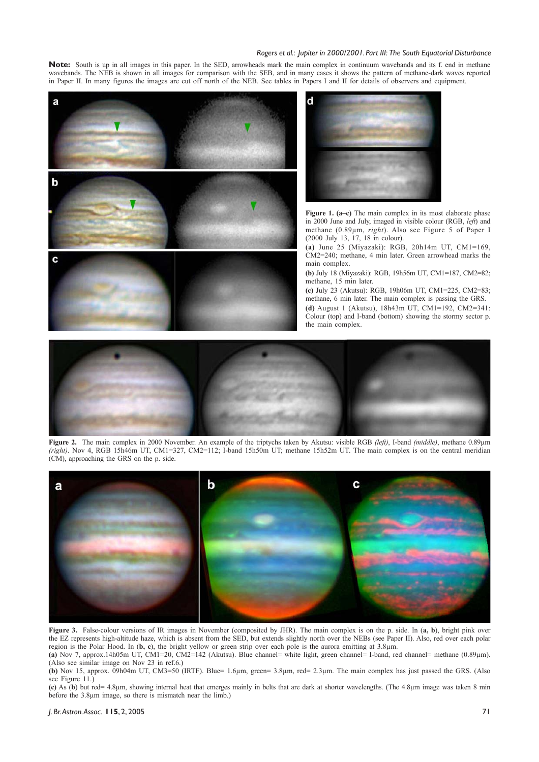**Note:** South is up in all images in this paper. In the SED, arrowheads mark the main complex in continuum wavebands and its f. end in methane wavebands. The NEB is shown in all images for comparison with the SEB, and in many cases it shows the pattern of methane-dark waves reported in Paper II. In many figures the images are cut off north of the NEB. See tables in Papers I and II for details of observers and equipment.

**Figure 1. (a–c)** The main complex in its most elaborate phase in 2000 June and July, imaged in visible colour (RGB, *left*) and methane (0.89μm, *right*). Also see Figure 5 of Paper I (2000 July 13, 17, 18 in colour).

**(a)** June 25 (Miyazaki): RGB, 20h14m UT, CM1=169, CM2=240; methane, 4 min later. Green arrowhead marks the main complex.

**(b)** July 18 (Miyazaki): RGB, 19h56m UT, CM1=187, CM2=82; methane, 15 min later.

**(c)** July 23 (Akutsu): RGB, 19h06m UT, CM1=225, CM2=83; methane, 6 min later. The main complex is passing the GRS.

**(d)** August 1 (Akutsu), 18h43m UT, CM1=192, CM2=341: Colour (top) and I-band (bottom) showing the stormy sector p. the main complex.

**Figure 2.** The main complex in 2000 November. An example of the triptychs taken by Akutsu: visible RGB *(left)*, I-band *(middle)*, methane 0.89μm *(right)*. Nov 4, RGB 15h46m UT, CM1=327, CM2=112; I-band 15h50m UT; methane 15h52m UT. The main complex is on the central meridian (CM), approaching the GRS on the p. side.

**Figure 3.** False-colour versions of IR images in November (composited by JHR). The main complex is on the p. side. In (**a, b**), bright pink over the EZ represents high-altitude haze, which is absent from the SED, but extends slightly north over the NEBs (see Paper II). Also, red over each polar region is the Polar Hood. In (**b, c**), the bright yellow or green strip over each pole is the aurora emitting at 3.8μm.

**(a)** Nov 7, approx.14h05m UT, CM1=20, CM2=142 (Akutsu). Blue channel= white light, green channel= I-band, red channel= methane (0.89μm). (Also see similar image on Nov 23 in ref.6.)

**(b)** Nov 15, approx. 09h04m UT, CM3=50 (IRTF). Blue= 1.6μm, green= 3.8μm, red= 2.3μm. The main complex has just passed the GRS. (Also see Figure 11.)

**(c)** As (**b**) but red= 4.8μm, showing internal heat that emerges mainly in belts that are dark at shorter wavelengths. (The 4.8μm image was taken 8 min before the 3.8μm image, so there is mismatch near the limb.)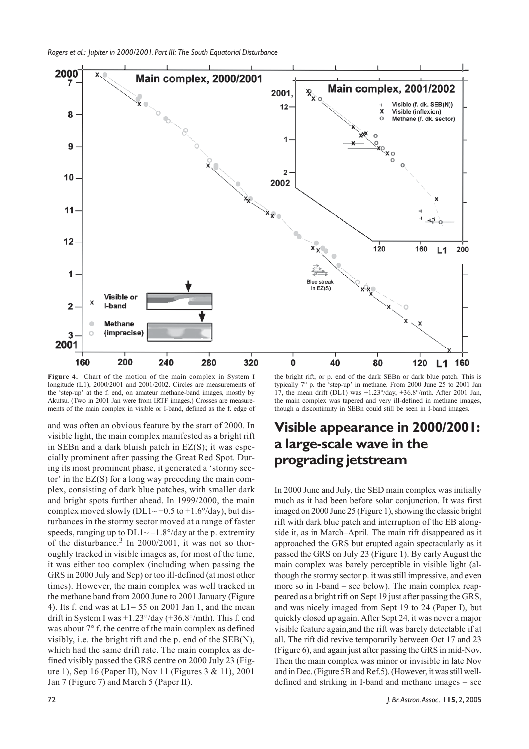**Figure 4.** Chart of the motion of the main complex in System I longitude (L1), 2000/2001 and 2001/2002. Circles are measurements of the 'step-up' at the f. end, on amateur methane-band images, mostly by Akutsu. (Two in 2001 Jan were from IRTF images.) Crosses are measurements of the main complex in visible or I-band, defined as the f. edge of the bright rift, or p. end of the dark SEBn or dark blue patch. This is typically 7° p. the 'step-up' in methane. From 2000 June 25 to 2001 Jan 17, the mean drift (DL1) was +1.23°/day, +36.8°/mth. After 2001 Jan, the main complex was tapered and very ill-defined in methane images, though a discontinuity in SEBn could still be seen in I-band images.

and was often an obvious feature by the start of 2000. In visible light, the main complex manifested as a bright rift in SEBn and a dark bluish patch in EZ(S); it was especially prominent after passing the Great Red Spot. During its most prominent phase, it generated a 'stormy sector' in the EZ(S) for a long way preceding the main complex, consisting of dark blue patches, with smaller dark and bright spots further ahead. In 1999/2000, the main complex moved slowly (DL1~ +0.5 to +1.6°/day), but disturbances in the stormy sector moved at a range of faster speeds, ranging up to DL1~ –1.8°/day at the p. extremity of the disturbance.[3] In 2000/2001, it was not so thoroughly tracked in visible images as, for most of the time, it was either too complex (including when passing the GRS in 2000 July and Sep) or too ill-defined (at most other times). However, the main complex was well tracked in the methane band from 2000 June to 2001 January (Figure 4). Its f. end was at L1= 55 on 2001 Jan 1, and the mean drift in System I was +1.23°/day (+36.8°/mth). This f. end was about 7° f. the centre of the main complex as defined visibly, i.e. the bright rift and the p. end of the SEB(N), which had the same drift rate. The main complex as defined visibly passed the GRS centre on 2000 July 23 (Figure 1), Sep 16 (Paper II), Nov 11 (Figures 3 & 11), 2001 Jan 7 (Figure 7) and March 5 (Paper II).

## Visible appearance in 2000/2001: a large-scale wave in the prograding jetstream

In 2000 June and July, the SED main complex was initially much as it had been before solar conjunction. It was first imaged on 2000 June 25 (Figure 1), showing the classic bright rift with dark blue patch and interruption of the EB alongside it, as in March–April. The main rift disappeared as it approached the GRS but erupted again spectacularly as it passed the GRS on July 23 (Figure 1). By early August the main complex was barely perceptible in visible light (although the stormy sector p. it was still impressive, and even more so in I-band – see below). The main complex reappeared as a bright rift on Sept 19 just after passing the GRS, and was nicely imaged from Sept 19 to 24 (Paper I), but quickly closed up again. After Sept 24, it was never a major visible feature again,and the rift was barely detectable if at all. The rift did revive temporarily between Oct 17 and 23 (Figure 6), and again just after passing the GRS in mid-Nov. Then the main complex was minor or invisible in late Nov and in Dec. (Figure 5B and Ref.5). (However, it was still well-defined and striking in I-band and methane images – see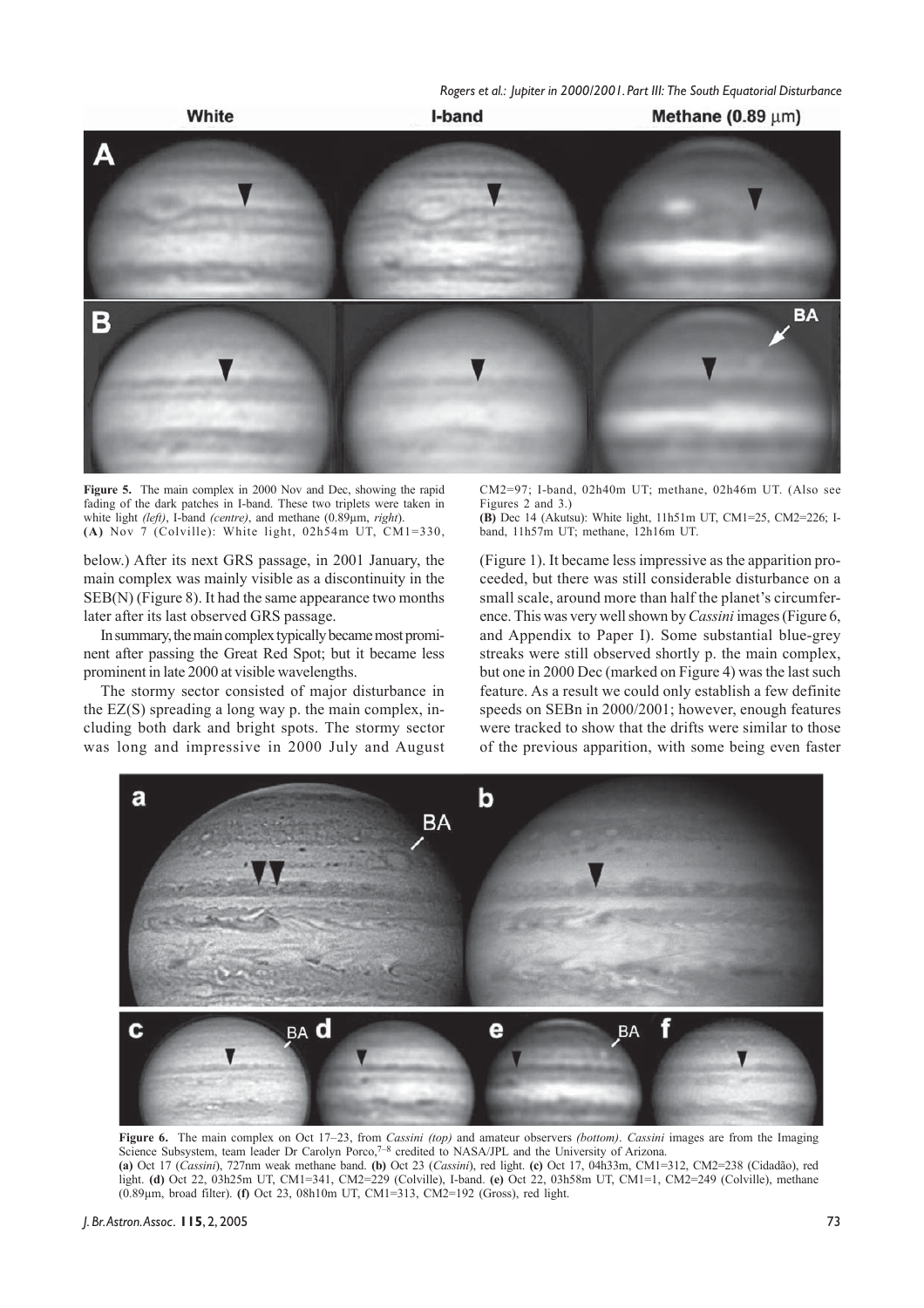**Figure 5.** The main complex in 2000 Nov and Dec, showing the rapid fading of the dark patches in I-band. These two triplets were taken in white light *(left)*, I-band *(centre)*, and methane (0.89μm, *right*).
**(A)** Nov 7 (Colville): White light, 02h54m UT, CM1=330, CM2=97; I-band, 02h40m UT; methane, 02h46m UT. (Also see Figures 2 and 3.)
**(B)** Dec 14 (Akutsu): White light, 11h51m UT, CM1=25, CM2=226; I-band, 11h57m UT; methane, 12h16m UT.

below.) After its next GRS passage, in 2001 January, the main complex was mainly visible as a discontinuity in the SEB(N) (Figure 8). It had the same appearance two months later after its last observed GRS passage.

In summary, the main complex typically became most prominent after passing the Great Red Spot; but it became less prominent in late 2000 at visible wavelengths.

The stormy sector consisted of major disturbance in the EZ(S) spreading a long way p. the main complex, including both dark and bright spots. The stormy sector was long and impressive in 2000 July and August (Figure 1). It became less impressive as the apparition proceeded, but there was still considerable disturbance on a small scale, around more than half the planet's circumference. This was very well shown by *Cassini* images (Figure 6, and Appendix to Paper I). Some substantial blue-grey streaks were still observed shortly p. the main complex, but one in 2000 Dec (marked on Figure 4) was the last such feature. As a result we could only establish a few definite speeds on SEBn in 2000/2001; however, enough features were tracked to show that the drifts were similar to those of the previous apparition, with some being even faster

**Figure 6.** The main complex on Oct 17–23, from *Cassini (top)* and amateur observers *(bottom)*. *Cassini* images are from the Imaging Science Subsystem, team leader Dr Carolyn Porco,[7–8] credited to NASA/JPL and the University of Arizona.
**(a)** Oct 17 (*Cassini*), 727nm weak methane band. **(b)** Oct 23 (*Cassini*), red light. **(c)** Oct 17, 04h33m, CM1=312, CM2=238 (Cidadão), red light. **(d)** Oct 22, 03h25m UT, CM1=341, CM2=229 (Colville), I-band. **(e)** Oct 22, 03h58m UT, CM1=1, CM2=249 (Colville), methane (0.89μm, broad filter). **(f)** Oct 23, 08h10m UT, CM1=313, CM2=192 (Gross), red light.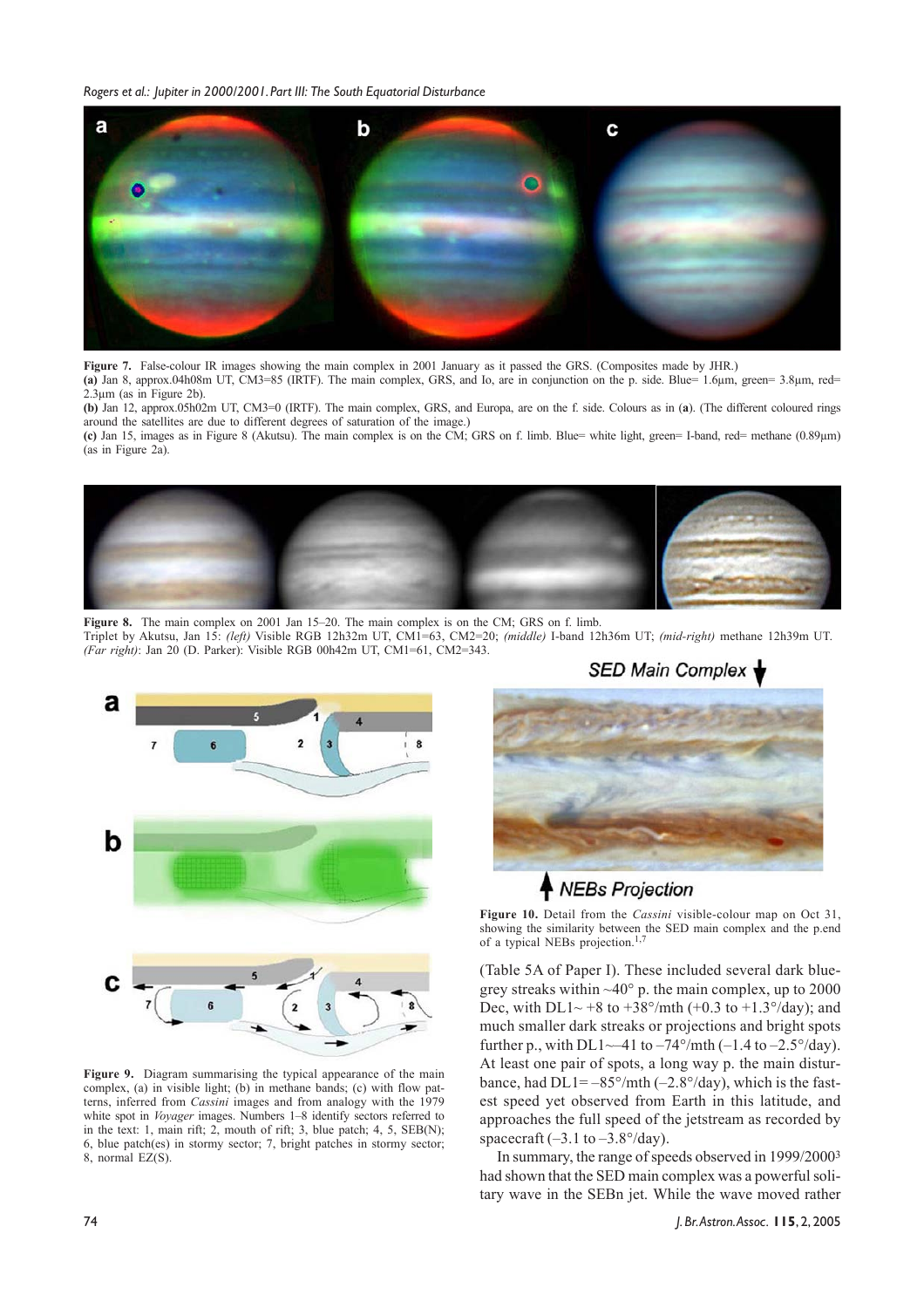**Figure 7.** False-colour IR images showing the main complex in 2001 January as it passed the GRS. (Composites made by JHR.)

**(a)** Jan 8, approx.04h08m UT, CM3=85 (IRTF). The main complex, GRS, and Io, are in conjunction on the p. side. Blue= 1.6μm, green= 3.8μm, red= 2.3μm (as in Figure 2b).

**(b)** Jan 12, approx.05h02m UT, CM3=0 (IRTF). The main complex, GRS, and Europa, are on the f. side. Colours as in (**a**). (The different coloured rings around the satellites are due to different degrees of saturation of the image.)

**(c)** Jan 15, images as in Figure 8 (Akutsu). The main complex is on the CM; GRS on f. limb. Blue= white light, green= I-band, red= methane (0.89μm) (as in Figure 2a).

**Figure 8.** The main complex on 2001 Jan 15–20. The main complex is on the CM; GRS on f. limb.
Triplet by Akutsu, Jan 15: *(left)* Visible RGB 12h32m UT, CM1=63, CM2=20; *(middle)* I-band 12h36m UT; *(mid-right)* methane 12h39m UT. *(Far right)*: Jan 20 (D. Parker): Visible RGB 00h42m UT, CM1=61, CM2=343.

**Figure 9.** Diagram summarising the typical appearance of the main complex, (a) in visible light; (b) in methane bands; (c) with flow patterns, inferred from *Cassini* images and from analogy with the 1979 white spot in *Voyager* images. Numbers 1–8 identify sectors referred to in the text: 1, main rift; 2, mouth of rift; 3, blue patch; 4, 5, SEB(N); 6, blue patch(es) in stormy sector; 7, bright patches in stormy sector; 8, normal EZ(S).

SED Main Complex

NEBs Projection

**Figure 10.** Detail from the *Cassini* visible-colour map on Oct 31, showing the similarity between the SED main complex and the p.end of a typical NEBs projection.[1,7]

(Table 5A of Paper I). These included several dark blue-grey streaks within ~40° p. the main complex, up to 2000 Dec, with DL1~ +8 to +38°/mth (+0.3 to +1.3°/day); and much smaller dark streaks or projections and bright spots further p., with DL1~–41 to –74°/mth (–1.4 to –2.5°/day). At least one pair of spots, a long way p. the main disturbance, had DL1= –85°/mth (–2.8°/day), which is the fastest speed yet observed from Earth in this latitude, and approaches the full speed of the jetstream as recorded by spacecraft (–3.1 to –3.8°/day).

In summary, the range of speeds observed in 1999/2000[3] had shown that the SED main complex was a powerful solitary wave in the SEBn jet. While the wave moved rather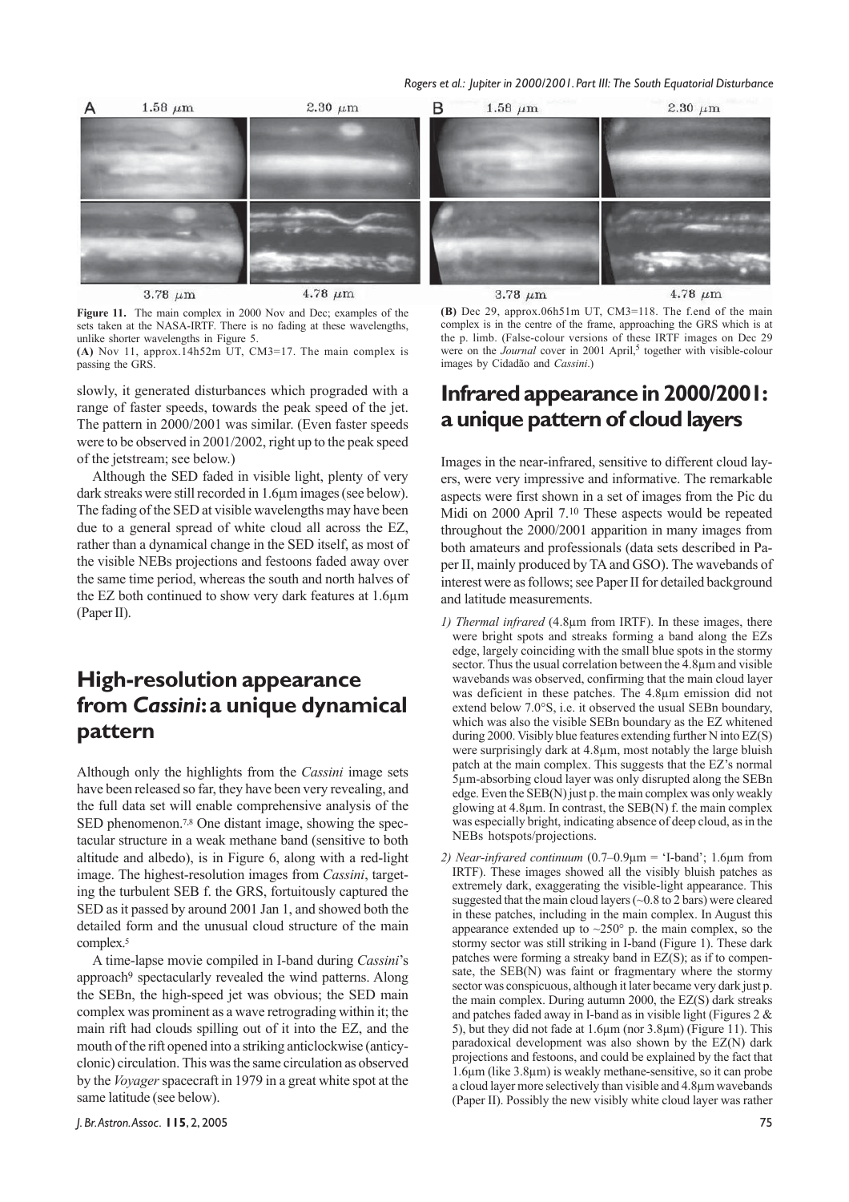**Figure 11.** The main complex in 2000 Nov and Dec; examples of the sets taken at the NASA-IRTF. There is no fading at these wavelengths, unlike shorter wavelengths in Figure 5.

**(A)** Nov 11, approx.14h52m UT, CM3=17. The main complex is passing the GRS.

**(B)** Dec 29, approx.06h51m UT, CM3=118. The f.end of the main complex is in the centre of the frame, approaching the GRS which is at the p. limb. (False-colour versions of these IRTF images on Dec 29 were on the *Journal* cover in 2001 April,[5] together with visible-colour images by Cidadão and *Cassini*.)

slowly, it generated disturbances which prograded with a range of faster speeds, towards the peak speed of the jet. The pattern in 2000/2001 was similar. (Even faster speeds were to be observed in 2001/2002, right up to the peak speed of the jetstream; see below.)

Although the SED faded in visible light, plenty of very dark streaks were still recorded in 1.6μm images (see below). The fading of the SED at visible wavelengths may have been due to a general spread of white cloud all across the EZ, rather than a dynamical change in the SED itself, as most of the visible NEBs projections and festoons faded away over the same time period, whereas the south and north halves of the EZ both continued to show very dark features at 1.6μm (Paper II).

## High-resolution appearance from *Cassini*: a unique dynamical pattern

Although only the highlights from the *Cassini* image sets have been released so far, they have been very revealing, and the full data set will enable comprehensive analysis of the SED phenomenon.[7,8] One distant image, showing the spectacular structure in a weak methane band (sensitive to both altitude and albedo), is in Figure 6, along with a red-light image. The highest-resolution images from *Cassini*, targeting the turbulent SEB f. the GRS, fortuitously captured the SED as it passed by around 2001 Jan 1, and showed both the detailed form and the unusual cloud structure of the main complex.[5]

A time-lapse movie compiled in I-band during *Cassini*'s approach[9] spectacularly revealed the wind patterns. Along the SEBn, the high-speed jet was obvious; the SED main complex was prominent as a wave retrograding within it; the main rift had clouds spilling out of it into the EZ, and the mouth of the rift opened into a striking anticlockwise (anticyclonic) circulation. This was the same circulation as observed by the *Voyager* spacecraft in 1979 in a great white spot at the same latitude (see below).

## Infrared appearance in 2000/2001: a unique pattern of cloud layers

Images in the near-infrared, sensitive to different cloud layers, were very impressive and informative. The remarkable aspects were first shown in a set of images from the Pic du Midi on 2000 April 7.[10] These aspects would be repeated throughout the 2000/2001 apparition in many images from both amateurs and professionals (data sets described in Paper II, mainly produced by TA and GSO). The wavebands of interest were as follows; see Paper II for detailed background and latitude measurements.

1) *Thermal infrared* (4.8μm from IRTF). In these images, there were bright spots and streaks forming a band along the EZs edge, largely coinciding with the small blue spots in the stormy sector. Thus the usual correlation between the 4.8μm and visible wavebands was observed, confirming that the main cloud layer was deficient in these patches. The 4.8μm emission did not extend below 7.0°S, i.e. it observed the usual SEBn boundary, which was also the visible SEBn boundary as the EZ whitened during 2000. Visibly blue features extending further N into EZ(S) were surprisingly dark at 4.8μm, most notably the large bluish patch at the main complex. This suggests that the EZ's normal 5μm-absorbing cloud layer was only disrupted along the SEBn edge. Even the SEB(N) just p. the main complex was only weakly glowing at 4.8μm. In contrast, the SEB(N) f. the main complex was especially bright, indicating absence of deep cloud, as in the NEBs hotspots/projections.

2) *Near-infrared continuum* (0.7–0.9μm = 'I-band'; 1.6μm from IRTF). These images showed all the visibly bluish patches as extremely dark, exaggerating the visible-light appearance. This suggested that the main cloud layers (~0.8 to 2 bars) were cleared in these patches, including in the main complex. In August this appearance extended up to ~250° p. the main complex, so the stormy sector was still striking in I-band (Figure 1). These dark patches were forming a streaky band in EZ(S); as if to compensate, the SEB(N) was faint or fragmentary where the stormy sector was conspicuous, although it later became very dark just p. the main complex. During autumn 2000, the EZ(S) dark streaks and patches faded away in I-band as in visible light (Figures 2 & 5), but they did not fade at 1.6μm (nor 3.8μm) (Figure 11). This paradoxical development was also shown by the EZ(N) dark projections and festoons, and could be explained by the fact that 1.6μm (like 3.8μm) is weakly methane-sensitive, so it can probe a cloud layer more selectively than visible and 4.8μm wavebands (Paper II). Possibly the new visibly white cloud layer was rather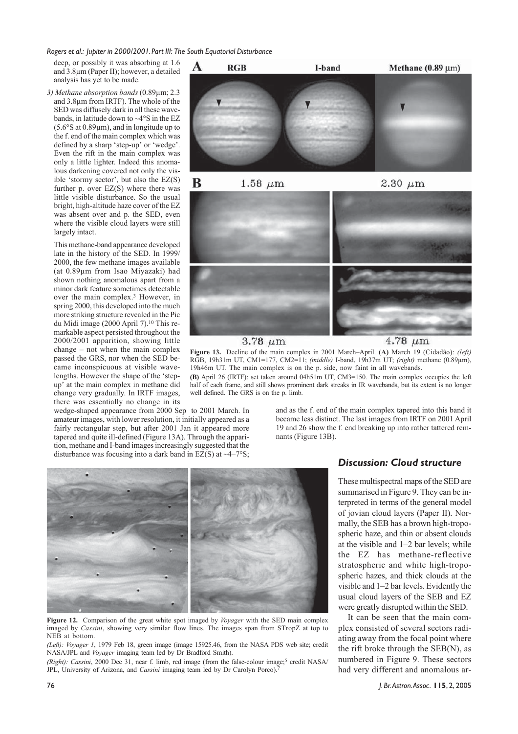deep, or possibly it was absorbing at 1.6 and 3.8μm (Paper II); however, a detailed analysis has yet to be made.

*3) Methane absorption bands* (0.89μm; 2.3 and 3.8μm from IRTF). The whole of the SED was diffusely dark in all these wavebands, in latitude down to ~4°S in the EZ (5.6°S at 0.89μm), and in longitude up to the f. end of the main complex which was defined by a sharp 'step-up' or 'wedge'. Even the rift in the main complex was only a little lighter. Indeed this anomalous darkening covered not only the visible 'stormy sector', but also the EZ(S) further p. over EZ(S) where there was little visible disturbance. So the usual bright, high-altitude haze cover of the EZ was absent over and p. the SED, even where the visible cloud layers were still largely intact.

This methane-band appearance developed late in the history of the SED. In 1999/2000, the few methane images available (at 0.89μm from Isao Miyazaki) had shown nothing anomalous apart from a minor dark feature sometimes detectable over the main complex.[3] However, in spring 2000, this developed into the much more striking structure revealed in the Pic du Midi image (2000 April 7).[10] This remarkable aspect persisted throughout the 2000/2001 apparition, showing little change – not when the main complex passed the GRS, nor when the SED became inconspicuous at visible wavelengths. However the shape of the 'step-up' at the main complex in methane did change very gradually. In IRTF images, there was essentially no change in its wedge-shaped appearance from 2000 Sep to 2001 March. In amateur images, with lower resolution, it initially appeared as a fairly rectangular step, but after 2001 Jan it appeared more tapered and quite ill-defined (Figure 13A). Through the apparition, methane and I-band images increasingly suggested that the disturbance was focusing into a dark band in EZ(S) at ~4–7°S; and as the f. end of the main complex tapered into this band it became less distinct. The last images from IRTF on 2001 April 19 and 26 show the f. end breaking up into rather tattered remnants (Figure 13B).

**Figure 13.** Decline of the main complex in 2001 March–April. **(A)** March 19 (Cidadão): *(left)* RGB, 19h31m UT, CM1=177, CM2=11; *(middle)* I-band, 19h37m UT; *(right)* methane (0.89μm), 19h46m UT. The main complex is on the p. side, now faint in all wavebands.
**(B)** April 26 (IRTF): set taken around 04h51m UT, CM3=150. The main complex occupies the left half of each frame, and still shows prominent dark streaks in IR wavebands, but its extent is no longer well defined. The GRS is on the p. limb.

**Figure 12.** Comparison of the great white spot imaged by *Voyager* with the SED main complex imaged by *Cassini*, showing very similar flow lines. The images span from STropZ at top to NEB at bottom.
*(Left): Voyager 1*, 1979 Feb 18, green image (image 15925.46, from the NASA PDS web site; credit NASA/JPL and *Voyager* imaging team led by Dr Bradford Smith).
*(Right): Cassini*, 2000 Dec 31, near f. limb, red image (from the false-colour image;[5] credit NASA/JPL, University of Arizona, and *Cassini* imaging team led by Dr Carolyn Porco).[7]

## Discussion: Cloud structure

These multispectral maps of the SED are summarised in Figure 9. They can be interpreted in terms of the general model of jovian cloud layers (Paper II). Normally, the SEB has a brown high-tropospheric haze, and thin or absent clouds at the visible and 1–2 bar levels; while the EZ has methane-reflective stratospheric and white high-tropospheric hazes, and thick clouds at the visible and 1–2 bar levels. Evidently the usual cloud layers of the SEB and EZ were greatly disrupted within the SED.

It can be seen that the main complex consisted of several sectors radiating away from the focal point where the rift broke through the SEB(N), as numbered in Figure 9. These sectors had very different and anomalous ar-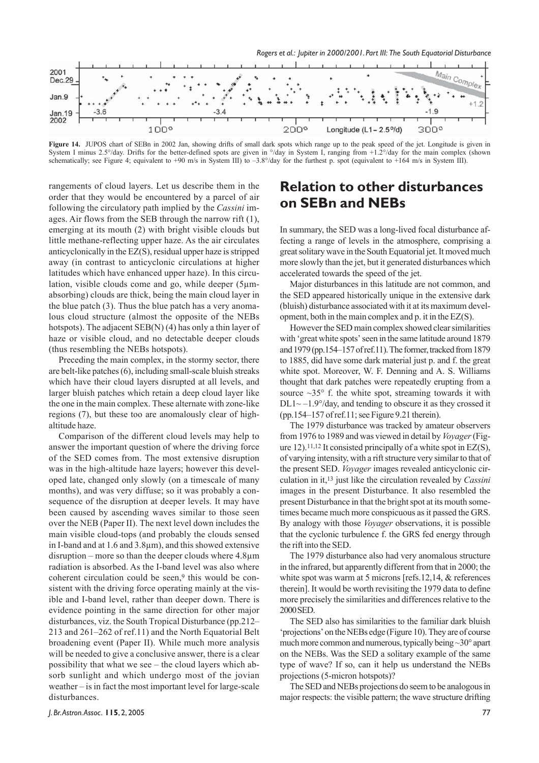Figure 14. JUPOS chart of SEBn in 2002 Jan, showing drifts of small dark spots which range up to the peak speed of the jet. Longitude is given in System I minus 2.5°/day. Drifts for the better-defined spots are given in °/day in System I, ranging from +1.2°/day for the main complex (shown schematically; see Figure 4; equivalent to +90 m/s in System III) to –3.8°/day for the furthest p. spot (equivalent to +164 m/s in System III).

rangements of cloud layers. Let us describe them in the order that they would be encountered by a parcel of air following the circulatory path implied by the *Cassini* images. Air flows from the SEB through the narrow rift (1), emerging at its mouth (2) with bright visible clouds but little methane-reflecting upper haze. As the air circulates anticyclonically in the EZ(S), residual upper haze is stripped away (in contrast to anticyclonic circulations at higher latitudes which have enhanced upper haze). In this circulation, visible clouds come and go, while deeper (5μm-absorbing) clouds are thick, being the main cloud layer in the blue patch (3). Thus the blue patch has a very anomalous cloud structure (almost the opposite of the NEBs hotspots). The adjacent SEB(N) (4) has only a thin layer of haze or visible cloud, and no detectable deeper clouds (thus resembling the NEBs hotspots).

Preceding the main complex, in the stormy sector, there are belt-like patches (6), including small-scale bluish streaks which have their cloud layers disrupted at all levels, and larger bluish patches which retain a deep cloud layer like the one in the main complex. These alternate with zone-like regions (7), but these too are anomalously clear of high-altitude haze.

Comparison of the different cloud levels may help to answer the important question of where the driving force of the SED comes from. The most extensive disruption was in the high-altitude haze layers; however this developed late, changed only slowly (on a timescale of many months), and was very diffuse; so it was probably a consequence of the disruption at deeper levels. It may have been caused by ascending waves similar to those seen over the NEB (Paper II). The next level down includes the main visible cloud-tops (and probably the clouds sensed in I-band and at 1.6 and 3.8μm), and this showed extensive disruption – more so than the deeper clouds where 4.8μm radiation is absorbed. As the I-band level was also where coherent circulation could be seen,[9] this would be consistent with the driving force operating mainly at the visible and I-band level, rather than deeper down. There is evidence pointing in the same direction for other major disturbances, viz. the South Tropical Disturbance (pp.212–213 and 261–262 of ref.11) and the North Equatorial Belt broadening event (Paper II). While much more analysis will be needed to give a conclusive answer, there is a clear possibility that what we see – the cloud layers which absorb sunlight and which undergo most of the jovian weather – is in fact the most important level for large-scale disturbances.

## Relation to other disturbances on SEBn and NEBs

In summary, the SED was a long-lived focal disturbance affecting a range of levels in the atmosphere, comprising a great solitary wave in the South Equatorial jet. It moved much more slowly than the jet, but it generated disturbances which accelerated towards the speed of the jet.

Major disturbances in this latitude are not common, and the SED appeared historically unique in the extensive dark (bluish) disturbance associated with it at its maximum development, both in the main complex and p. it in the EZ(S).

However the SED main complex showed clear similarities with 'great white spots' seen in the same latitude around 1879 and 1979 (pp.154–157 of ref.11). The former, tracked from 1879 to 1885, did have some dark material just p. and f. the great white spot. Moreover, W. F. Denning and A. S. Williams thought that dark patches were repeatedly erupting from a source ~35° f. the white spot, streaming towards it with DL1~ –1.9°/day, and tending to obscure it as they crossed it (pp.154–157 of ref.11; see Figure 9.21 therein).

The 1979 disturbance was tracked by amateur observers from 1976 to 1989 and was viewed in detail by *Voyager* (Figure 12).[11,12] It consisted principally of a white spot in EZ(S), of varying intensity, with a rift structure very similar to that of the present SED. *Voyager* images revealed anticyclonic circulation in it,[13] just like the circulation revealed by *Cassini* images in the present Disturbance. It also resembled the present Disturbance in that the bright spot at its mouth sometimes became much more conspicuous as it passed the GRS. By analogy with those *Voyager* observations, it is possible that the cyclonic turbulence f. the GRS fed energy through the rift into the SED.

The 1979 disturbance also had very anomalous structure in the infrared, but apparently different from that in 2000; the white spot was warm at 5 microns [refs.12,14, & references therein]. It would be worth revisiting the 1979 data to define more precisely the similarities and differences relative to the 2000 SED.

The SED also has similarities to the familiar dark bluish 'projections' on the NEBs edge (Figure 10). They are of course much more common and numerous, typically being ~30° apart on the NEBs. Was the SED a solitary example of the same type of wave? If so, can it help us understand the NEBs projections (5-micron hotspots)?

The SED and NEBs projections do seem to be analogous in major respects: the visible pattern; the wave structure drifting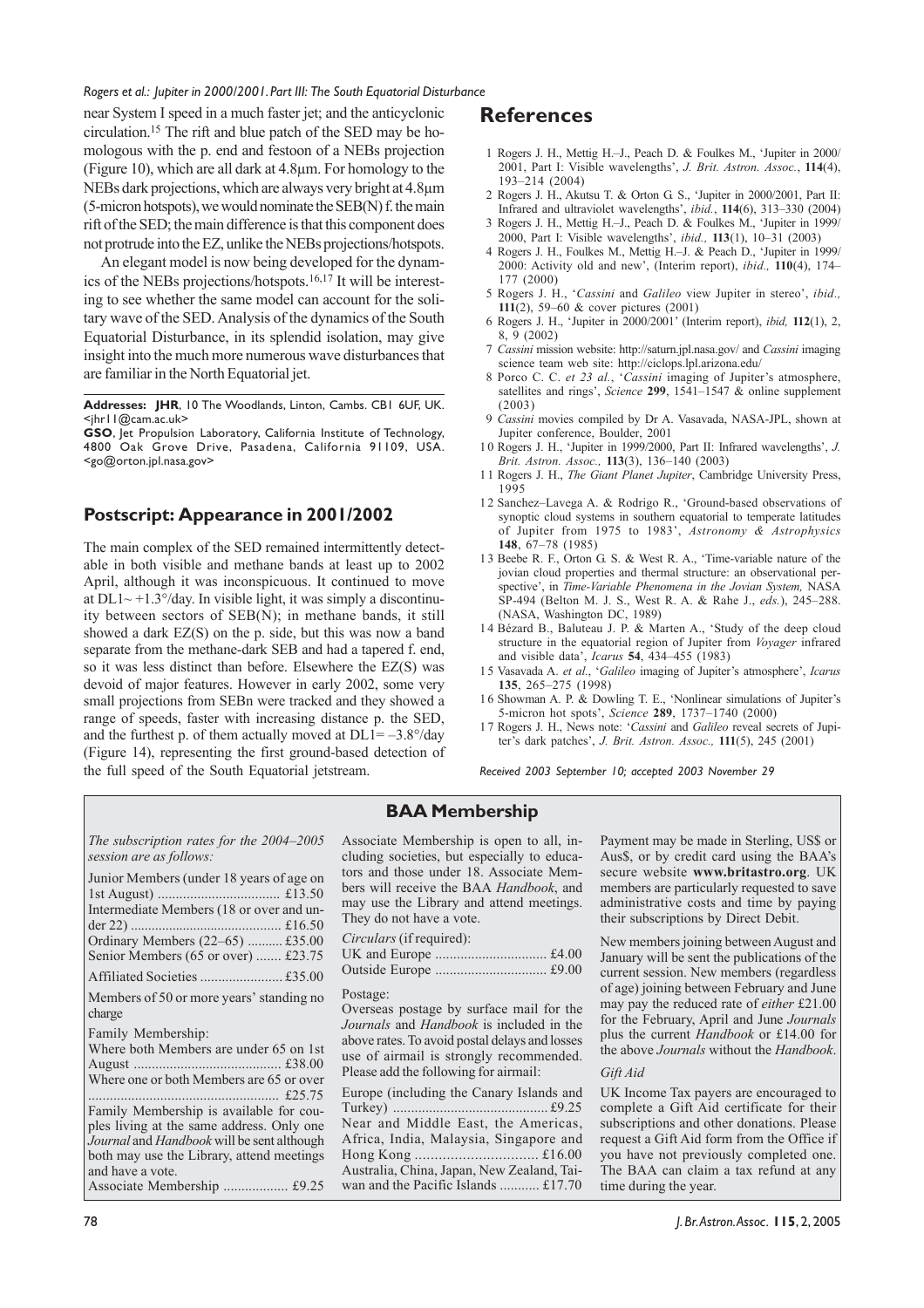near System I speed in a much faster jet; and the anticyclonic circulation.[15] The rift and blue patch of the SED may be homologous with the p. end and festoon of a NEBs projection (Figure 10), which are all dark at 4.8μm. For homology to the NEBs dark projections, which are always very bright at 4.8μm (5-micron hotspots), we would nominate the SEB(N) f. the main rift of the SED; the main difference is that this component does not protrude into the EZ, unlike the NEBs projections/hotspots.

An elegant model is now being developed for the dynamics of the NEBs projections/hotspots.[16,17] It will be interesting to see whether the same model can account for the solitary wave of the SED. Analysis of the dynamics of the South Equatorial Disturbance, in its splendid isolation, may give insight into the much more numerous wave disturbances that are familiar in the North Equatorial jet.

**Addresses: JHR**, 10 The Woodlands, Linton, Cambs. CB1 6UF, UK. <jhr11@cam.ac.uk>
**GSO**, Jet Propulsion Laboratory, California Institute of Technology, 4800 Oak Grove Drive, Pasadena, California 91109, USA. <go@orton.jpl.nasa.gov>

## Postscript: Appearance in 2001/2002

The main complex of the SED remained intermittently detectable in both visible and methane bands at least up to 2002 April, although it was inconspicuous. It continued to move at DL1~ +1.3°/day. In visible light, it was simply a discontinuity between sectors of SEB(N); in methane bands, it still showed a dark EZ(S) on the p. side, but this was now a band separate from the methane-dark SEB and had a tapered f. end, so it was less distinct than before. Elsewhere the EZ(S) was devoid of major features. However in early 2002, some very small projections from SEBn were tracked and they showed a range of speeds, faster with increasing distance p. the SED, and the furthest p. of them actually moved at DL1= –3.8°/day (Figure 14), representing the first ground-based detection of the full speed of the South Equatorial jetstream.

## References

1. Rogers J. H., Mettig H.–J., Peach D. & Foulkes M., 'Jupiter in 2000/2001, Part I: Visible wavelengths', *J. Brit. Astron. Assoc.*, **114**(4), 193–214 (2004)
2. Rogers J. H., Akutsu T. & Orton G. S., 'Jupiter in 2000/2001, Part II: Infrared and ultraviolet wavelengths', *ibid.*, **114**(6), 313–330 (2004)
3. Rogers J. H., Mettig H.–J., Peach D. & Foulkes M., 'Jupiter in 1999/2000, Part I: Visible wavelengths', *ibid.,* **113**(1), 10–31 (2003)
4. Rogers J. H., Foulkes M., Mettig H.–J. & Peach D., 'Jupiter in 1999/2000: Activity old and new', (Interim report), *ibid.,* **110**(4), 174–177 (2000)
5. Rogers J. H., '*Cassini* and *Galileo* view Jupiter in stereo', *ibid.,* **111**(2), 59–60 & cover pictures (2001)
6. Rogers J. H., 'Jupiter in 2000/2001' (Interim report), *ibid,* **112**(1), 2, 8, 9 (2002)
7. *Cassini* mission website: http://saturn.jpl.nasa.gov/ and *Cassini* imaging science team web site: http://ciclops.lpl.arizona.edu/
8. Porco C. C. *et 23 al.*, '*Cassini* imaging of Jupiter's atmosphere, satellites and rings', *Science* **299**, 1541–1547 & online supplement (2003)
9. *Cassini* movies compiled by Dr A. Vasavada, NASA-JPL, shown at Jupiter conference, Boulder, 2001
10. Rogers J. H., 'Jupiter in 1999/2000, Part II: Infrared wavelengths', *J. Brit. Astron. Assoc.,* **113**(3), 136–140 (2003)
11. Rogers J. H., *The Giant Planet Jupiter*, Cambridge University Press, 1995
12. Sanchez–Lavega A. & Rodrigo R., 'Ground-based observations of synoptic cloud systems in southern equatorial to temperate latitudes of Jupiter from 1975 to 1983', *Astronomy & Astrophysics* **148**, 67–78 (1985)
13. Beebe R. F., Orton G. S. & West R. A., 'Time-variable nature of the jovian cloud properties and thermal structure: an observational perspective', in *Time-Variable Phenomena in the Jovian System,* NASA SP-494 (Belton M. J. S., West R. A. & Rahe J., *eds.*), 245–288. (NASA, Washington DC, 1989)
14. Bézard B., Baluteau J. P. & Marten A., 'Study of the deep cloud structure in the equatorial region of Jupiter from *Voyager* infrared and visible data', *Icarus* **54**, 434–455 (1983)
15. Vasavada A. *et al.*, '*Galileo* imaging of Jupiter's atmosphere', *Icarus* **135**, 265–275 (1998)
16. Showman A. P. & Dowling T. E., 'Nonlinear simulations of Jupiter's 5-micron hot spots', *Science* **289**, 1737–1740 (2000)
17. Rogers J. H., News note: '*Cassini* and *Galileo* reveal secrets of Jupiter's dark patches', *J. Brit. Astron. Assoc.,* **111**(5), 245 (2001)

*Received 2003 September 10; accepted 2003 November 29*

## BAA Membership

*The subscription rates for the 2004–2005 session are as follows:*

Junior Members (under 18 years of age on 1st August) .................................. £13.50
Intermediate Members (18 or over and under 22) .......................................... £16.50
Ordinary Members (22–65) .......... £35.00
Senior Members (65 or over) ....... £23.75

Affiliated Societies ....................... £35.00

Members of 50 or more years' standing no charge

Family Membership:
Where both Members are under 65 on 1st August ........................................ £38.00
Where one or both Members are 65 or over .................................................... £25.75
Family Membership is available for couples living at the same address. Only one *Journal* and *Handbook* will be sent although both may use the Library, attend meetings and have a vote.
Associate Membership .................. £9.25

Associate Membership is open to all, including societies, but especially to educators and those under 18. Associate Members will receive the BAA *Handbook*, and may use the Library and attend meetings. They do not have a vote.

*Circulars* (if required):
UK and Europe ............................... £4.00
Outside Europe ............................... £9.00

Postage:
Overseas postage by surface mail for the *Journals* and *Handbook* is included in the above rates. To avoid postal delays and losses use of airmail is strongly recommended. Please add the following for airmail:

Europe (including the Canary Islands and Turkey) .......................................... £9.25
Near and Middle East, the Americas, Africa, India, Malaysia, Singapore and Hong Kong ................................ £16.00
Australia, China, Japan, New Zealand, Taiwan and the Pacific Islands ........... £17.70

Payment may be made in Sterling, US$ or Aus$, or by credit card using the BAA's secure website **www.britastro.org**. UK members are particularly requested to save administrative costs and time by paying their subscriptions by Direct Debit.

New members joining between August and January will be sent the publications of the current session. New members (regardless of age) joining between February and June may pay the reduced rate of *either* £21.00 for the February, April and June *Journals* plus the current *Handbook* or £14.00 for the above *Journals* without the *Handbook*.

*Gift Aid*

UK Income Tax payers are encouraged to complete a Gift Aid certificate for their subscriptions and other donations. Please request a Gift Aid form from the Office if you have not previously completed one. The BAA can claim a tax refund at any time during the year.